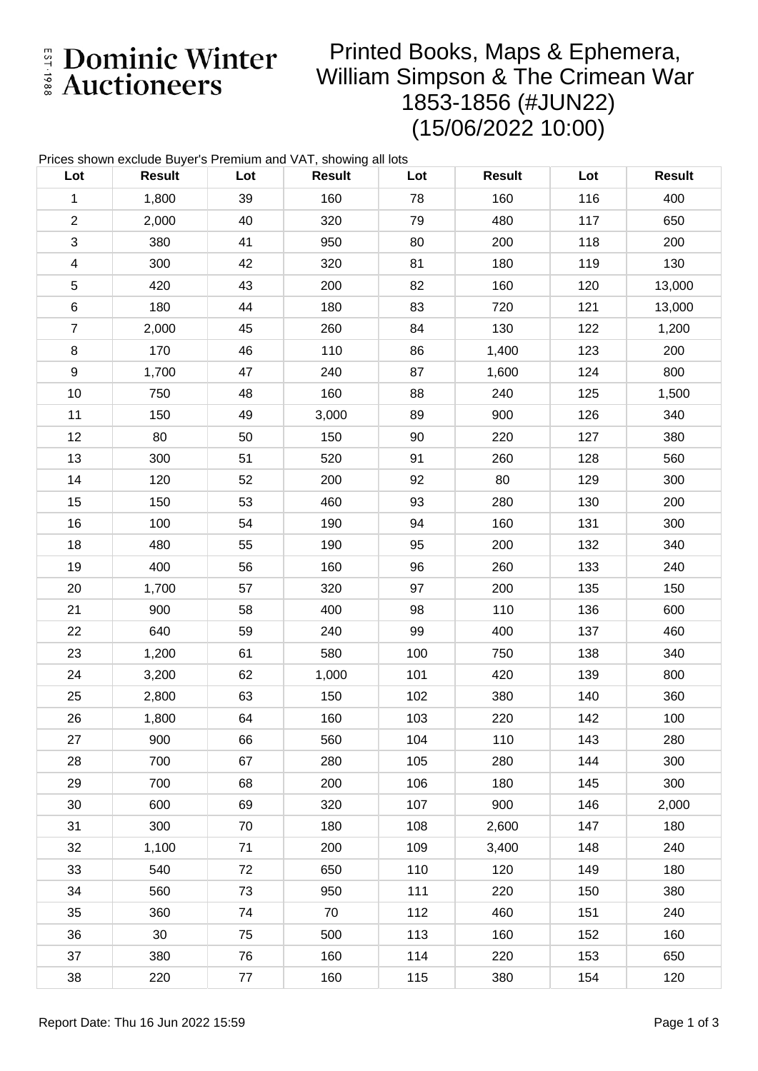# Dominic Winter Auctioneers

EST 1988

## Printed Books, Maps & Ephemera, William Simpson & The Crimean War 1853-1856 (#JUN22) (15/06/2022 10:00)

Prices shown exclude Buyer's Premium and VAT, showing all lots

| Lot | Result | Lot | Result | Lot | Result | Lot | Result |
|---|---|---|---|---|---|---|---|
| 1 | 1,800 | 39 | 160 | 78 | 160 | 116 | 400 |
| 2 | 2,000 | 40 | 320 | 79 | 480 | 117 | 650 |
| 3 | 380 | 41 | 950 | 80 | 200 | 118 | 200 |
| 4 | 300 | 42 | 320 | 81 | 180 | 119 | 130 |
| 5 | 420 | 43 | 200 | 82 | 160 | 120 | 13,000 |
| 6 | 180 | 44 | 180 | 83 | 720 | 121 | 13,000 |
| 7 | 2,000 | 45 | 260 | 84 | 130 | 122 | 1,200 |
| 8 | 170 | 46 | 110 | 86 | 1,400 | 123 | 200 |
| 9 | 1,700 | 47 | 240 | 87 | 1,600 | 124 | 800 |
| 10 | 750 | 48 | 160 | 88 | 240 | 125 | 1,500 |
| 11 | 150 | 49 | 3,000 | 89 | 900 | 126 | 340 |
| 12 | 80 | 50 | 150 | 90 | 220 | 127 | 380 |
| 13 | 300 | 51 | 520 | 91 | 260 | 128 | 560 |
| 14 | 120 | 52 | 200 | 92 | 80 | 129 | 300 |
| 15 | 150 | 53 | 460 | 93 | 280 | 130 | 200 |
| 16 | 100 | 54 | 190 | 94 | 160 | 131 | 300 |
| 18 | 480 | 55 | 190 | 95 | 200 | 132 | 340 |
| 19 | 400 | 56 | 160 | 96 | 260 | 133 | 240 |
| 20 | 1,700 | 57 | 320 | 97 | 200 | 135 | 150 |
| 21 | 900 | 58 | 400 | 98 | 110 | 136 | 600 |
| 22 | 640 | 59 | 240 | 99 | 400 | 137 | 460 |
| 23 | 1,200 | 61 | 580 | 100 | 750 | 138 | 340 |
| 24 | 3,200 | 62 | 1,000 | 101 | 420 | 139 | 800 |
| 25 | 2,800 | 63 | 150 | 102 | 380 | 140 | 360 |
| 26 | 1,800 | 64 | 160 | 103 | 220 | 142 | 100 |
| 27 | 900 | 66 | 560 | 104 | 110 | 143 | 280 |
| 28 | 700 | 67 | 280 | 105 | 280 | 144 | 300 |
| 29 | 700 | 68 | 200 | 106 | 180 | 145 | 300 |
| 30 | 600 | 69 | 320 | 107 | 900 | 146 | 2,000 |
| 31 | 300 | 70 | 180 | 108 | 2,600 | 147 | 180 |
| 32 | 1,100 | 71 | 200 | 109 | 3,400 | 148 | 240 |
| 33 | 540 | 72 | 650 | 110 | 120 | 149 | 180 |
| 34 | 560 | 73 | 950 | 111 | 220 | 150 | 380 |
| 35 | 360 | 74 | 70 | 112 | 460 | 151 | 240 |
| 36 | 30 | 75 | 500 | 113 | 160 | 152 | 160 |
| 37 | 380 | 76 | 160 | 114 | 220 | 153 | 650 |
| 38 | 220 | 77 | 160 | 115 | 380 | 154 | 120 |

Report Date: Thu 16 Jun 2022 15:59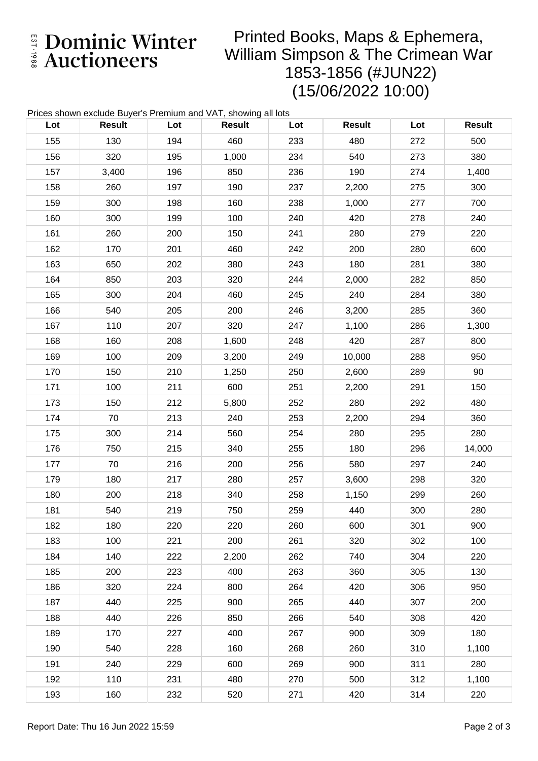Dominic Winter Auctioneers

# Printed Books, Maps & Ephemera, William Simpson & The Crimean War 1853-1856 (#JUN22) (15/06/2022 10:00)

Prices shown exclude Buyer's Premium and VAT, showing all lots

| Lot | Result | Lot | Result | Lot | Result | Lot | Result |
|---|---|---|---|---|---|---|---|
| 155 | 130 | 194 | 460 | 233 | 480 | 272 | 500 |
| 156 | 320 | 195 | 1,000 | 234 | 540 | 273 | 380 |
| 157 | 3,400 | 196 | 850 | 236 | 190 | 274 | 1,400 |
| 158 | 260 | 197 | 190 | 237 | 2,200 | 275 | 300 |
| 159 | 300 | 198 | 160 | 238 | 1,000 | 277 | 700 |
| 160 | 300 | 199 | 100 | 240 | 420 | 278 | 240 |
| 161 | 260 | 200 | 150 | 241 | 280 | 279 | 220 |
| 162 | 170 | 201 | 460 | 242 | 200 | 280 | 600 |
| 163 | 650 | 202 | 380 | 243 | 180 | 281 | 380 |
| 164 | 850 | 203 | 320 | 244 | 2,000 | 282 | 850 |
| 165 | 300 | 204 | 460 | 245 | 240 | 284 | 380 |
| 166 | 540 | 205 | 200 | 246 | 3,200 | 285 | 360 |
| 167 | 110 | 207 | 320 | 247 | 1,100 | 286 | 1,300 |
| 168 | 160 | 208 | 1,600 | 248 | 420 | 287 | 800 |
| 169 | 100 | 209 | 3,200 | 249 | 10,000 | 288 | 950 |
| 170 | 150 | 210 | 1,250 | 250 | 2,600 | 289 | 90 |
| 171 | 100 | 211 | 600 | 251 | 2,200 | 291 | 150 |
| 173 | 150 | 212 | 5,800 | 252 | 280 | 292 | 480 |
| 174 | 70 | 213 | 240 | 253 | 2,200 | 294 | 360 |
| 175 | 300 | 214 | 560 | 254 | 280 | 295 | 280 |
| 176 | 750 | 215 | 340 | 255 | 180 | 296 | 14,000 |
| 177 | 70 | 216 | 200 | 256 | 580 | 297 | 240 |
| 179 | 180 | 217 | 280 | 257 | 3,600 | 298 | 320 |
| 180 | 200 | 218 | 340 | 258 | 1,150 | 299 | 260 |
| 181 | 540 | 219 | 750 | 259 | 440 | 300 | 280 |
| 182 | 180 | 220 | 220 | 260 | 600 | 301 | 900 |
| 183 | 100 | 221 | 200 | 261 | 320 | 302 | 100 |
| 184 | 140 | 222 | 2,200 | 262 | 740 | 304 | 220 |
| 185 | 200 | 223 | 400 | 263 | 360 | 305 | 130 |
| 186 | 320 | 224 | 800 | 264 | 420 | 306 | 950 |
| 187 | 440 | 225 | 900 | 265 | 440 | 307 | 200 |
| 188 | 440 | 226 | 850 | 266 | 540 | 308 | 420 |
| 189 | 170 | 227 | 400 | 267 | 900 | 309 | 180 |
| 190 | 540 | 228 | 160 | 268 | 260 | 310 | 1,100 |
| 191 | 240 | 229 | 600 | 269 | 900 | 311 | 280 |
| 192 | 110 | 231 | 480 | 270 | 500 | 312 | 1,100 |
| 193 | 160 | 232 | 520 | 271 | 420 | 314 | 220 |

Report Date: Thu 16 Jun 2022 15:59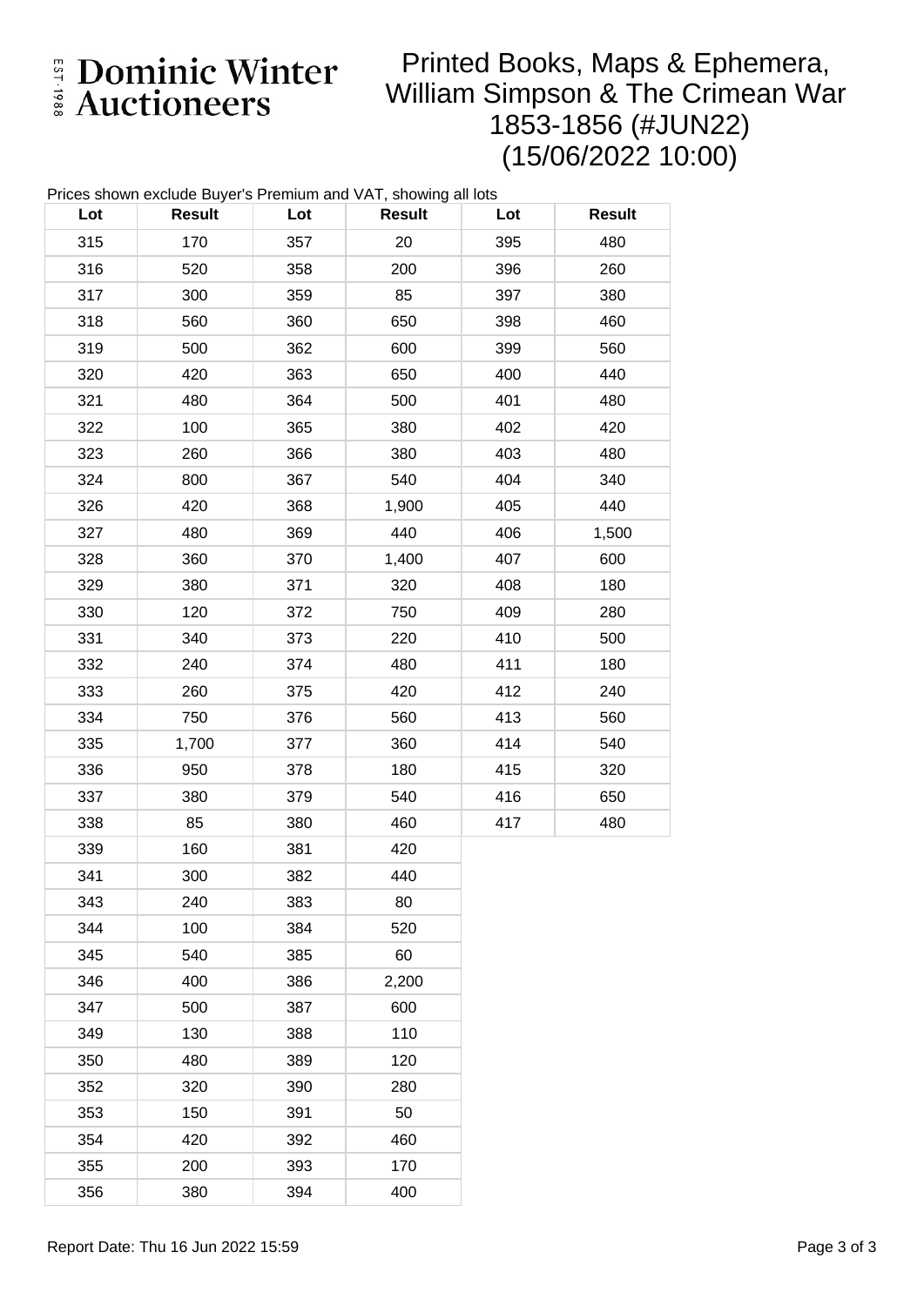# Dominic Winter Auctioneers

EST 1988

## Printed Books, Maps & Ephemera, William Simpson & The Crimean War 1853-1856 (#JUN22) (15/06/2022 10:00)

Prices shown exclude Buyer's Premium and VAT, showing all lots

| Lot | Result | Lot | Result | Lot | Result |
|---|---|---|---|---|---|
| 315 | 170 | 357 | 20 | 395 | 480 |
| 316 | 520 | 358 | 200 | 396 | 260 |
| 317 | 300 | 359 | 85 | 397 | 380 |
| 318 | 560 | 360 | 650 | 398 | 460 |
| 319 | 500 | 362 | 600 | 399 | 560 |
| 320 | 420 | 363 | 650 | 400 | 440 |
| 321 | 480 | 364 | 500 | 401 | 480 |
| 322 | 100 | 365 | 380 | 402 | 420 |
| 323 | 260 | 366 | 380 | 403 | 480 |
| 324 | 800 | 367 | 540 | 404 | 340 |
| 326 | 420 | 368 | 1,900 | 405 | 440 |
| 327 | 480 | 369 | 440 | 406 | 1,500 |
| 328 | 360 | 370 | 1,400 | 407 | 600 |
| 329 | 380 | 371 | 320 | 408 | 180 |
| 330 | 120 | 372 | 750 | 409 | 280 |
| 331 | 340 | 373 | 220 | 410 | 500 |
| 332 | 240 | 374 | 480 | 411 | 180 |
| 333 | 260 | 375 | 420 | 412 | 240 |
| 334 | 750 | 376 | 560 | 413 | 560 |
| 335 | 1,700 | 377 | 360 | 414 | 540 |
| 336 | 950 | 378 | 180 | 415 | 320 |
| 337 | 380 | 379 | 540 | 416 | 650 |
| 338 | 85 | 380 | 460 | 417 | 480 |
| 339 | 160 | 381 | 420 | | |
| 341 | 300 | 382 | 440 | | |
| 343 | 240 | 383 | 80 | | |
| 344 | 100 | 384 | 520 | | |
| 345 | 540 | 385 | 60 | | |
| 346 | 400 | 386 | 2,200 | | |
| 347 | 500 | 387 | 600 | | |
| 349 | 130 | 388 | 110 | | |
| 350 | 480 | 389 | 120 | | |
| 352 | 320 | 390 | 280 | | |
| 353 | 150 | 391 | 50 | | |
| 354 | 420 | 392 | 460 | | |
| 355 | 200 | 393 | 170 | | |
| 356 | 380 | 394 | 400 | | |

Report Date: Thu 16 Jun 2022 15:59